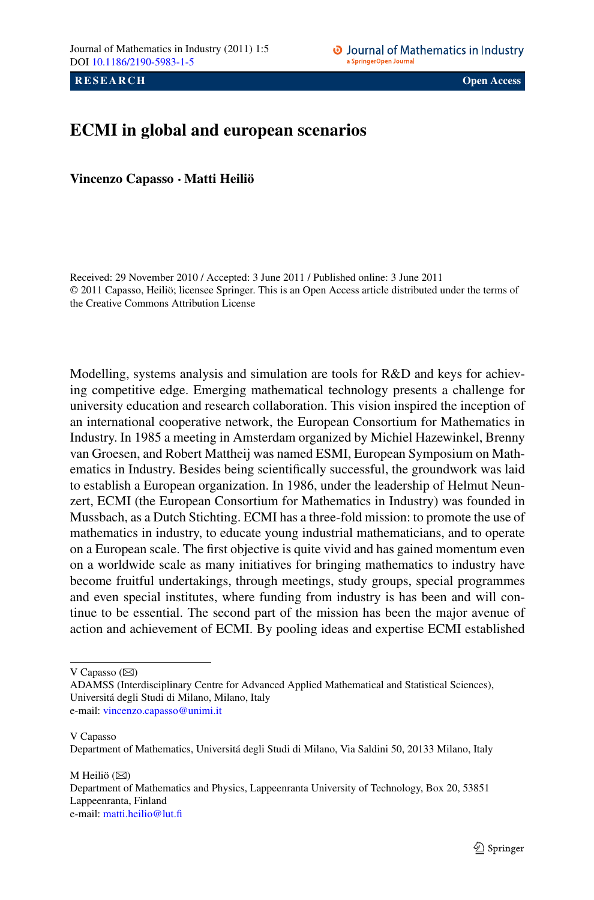RESEARCH Open Access

# ECMI in global and european scenarios

**Vincenzo Capasso · Matti Heiliö**

Received: 29 November 2010 / Accepted: 3 June 2011 / Published online: 3 June 2011
© 2011 Capasso, Heiliö; licensee Springer. This is an Open Access article distributed under the terms of the Creative Commons Attribution License

Modelling, systems analysis and simulation are tools for R&D and keys for achieving competitive edge. Emerging mathematical technology presents a challenge for university education and research collaboration. This vision inspired the inception of an international cooperative network, the European Consortium for Mathematics in Industry. In 1985 a meeting in Amsterdam organized by Michiel Hazewinkel, Brenny van Groesen, and Robert Mattheij was named ESMI, European Symposium on Mathematics in Industry. Besides being scientifically successful, the groundwork was laid to establish a European organization. In 1986, under the leadership of Helmut Neunzert, ECMI (the European Consortium for Mathematics in Industry) was founded in Mussbach, as a Dutch Stichting. ECMI has a three-fold mission: to promote the use of mathematics in industry, to educate young industrial mathematicians, and to operate on a European scale. The first objective is quite vivid and has gained momentum even on a worldwide scale as many initiatives for bringing mathematics to industry have become fruitful undertakings, through meetings, study groups, special programmes and even special institutes, where funding from industry is has been and will continue to be essential. The second part of the mission has been the major avenue of action and achievement of ECMI. By pooling ideas and expertise ECMI established

---

V Capasso (✉)
ADAMSS (Interdisciplinary Centre for Advanced Applied Mathematical and Statistical Sciences), Universitá degli Studi di Milano, Milano, Italy
e-mail: vincenzo.capasso@unimi.it

V Capasso
Department of Mathematics, Universitá degli Studi di Milano, Via Saldini 50, 20133 Milano, Italy

M Heiliö (✉)
Department of Mathematics and Physics, Lappeenranta University of Technology, Box 20, 53851 Lappeenranta, Finland
e-mail: matti.heilio@lut.fi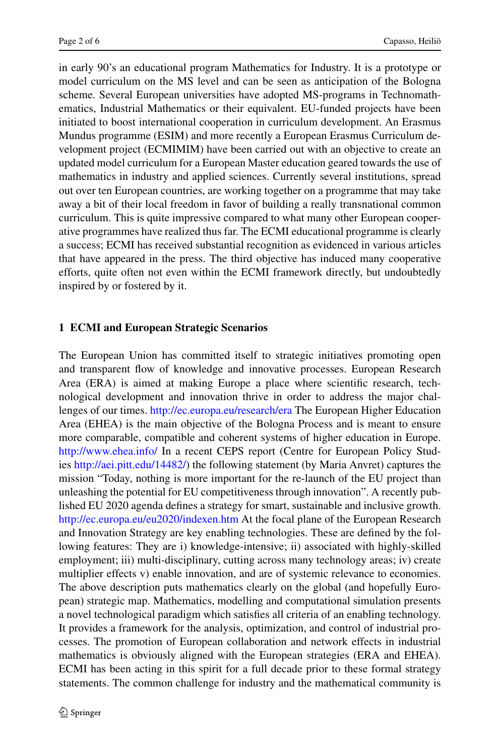in early 90's an educational program Mathematics for Industry. It is a prototype or model curriculum on the MS level and can be seen as anticipation of the Bologna scheme. Several European universities have adopted MS-programs in Technomathematics, Industrial Mathematics or their equivalent. EU-funded projects have been initiated to boost international cooperation in curriculum development. An Erasmus Mundus programme (ESIM) and more recently a European Erasmus Curriculum development project (ECMIMIM) have been carried out with an objective to create an updated model curriculum for a European Master education geared towards the use of mathematics in industry and applied sciences. Currently several institutions, spread out over ten European countries, are working together on a programme that may take away a bit of their local freedom in favor of building a really transnational common curriculum. This is quite impressive compared to what many other European cooperative programmes have realized thus far. The ECMI educational programme is clearly a success; ECMI has received substantial recognition as evidenced in various articles that have appeared in the press. The third objective has induced many cooperative efforts, quite often not even within the ECMI framework directly, but undoubtedly inspired by or fostered by it.

## 1 ECMI and European Strategic Scenarios

The European Union has committed itself to strategic initiatives promoting open and transparent flow of knowledge and innovative processes. European Research Area (ERA) is aimed at making Europe a place where scientific research, technological development and innovation thrive in order to address the major challenges of our times. http://ec.europa.eu/research/era The European Higher Education Area (EHEA) is the main objective of the Bologna Process and is meant to ensure more comparable, compatible and coherent systems of higher education in Europe. http://www.ehea.info/ In a recent CEPS report (Centre for European Policy Studies http://aei.pitt.edu/14482/) the following statement (by Maria Anvret) captures the mission "Today, nothing is more important for the re-launch of the EU project than unleashing the potential for EU competitiveness through innovation". A recently published EU 2020 agenda defines a strategy for smart, sustainable and inclusive growth. http://ec.europa.eu/eu2020/indexen.htm At the focal plane of the European Research and Innovation Strategy are key enabling technologies. These are defined by the following features: They are i) knowledge-intensive; ii) associated with highly-skilled employment; iii) multi-disciplinary, cutting across many technology areas; iv) create multiplier effects v) enable innovation, and are of systemic relevance to economies. The above description puts mathematics clearly on the global (and hopefully European) strategic map. Mathematics, modelling and computational simulation presents a novel technological paradigm which satisfies all criteria of an enabling technology. It provides a framework for the analysis, optimization, and control of industrial processes. The promotion of European collaboration and network effects in industrial mathematics is obviously aligned with the European strategies (ERA and EHEA). ECMI has been acting in this spirit for a full decade prior to these formal strategy statements. The common challenge for industry and the mathematical community is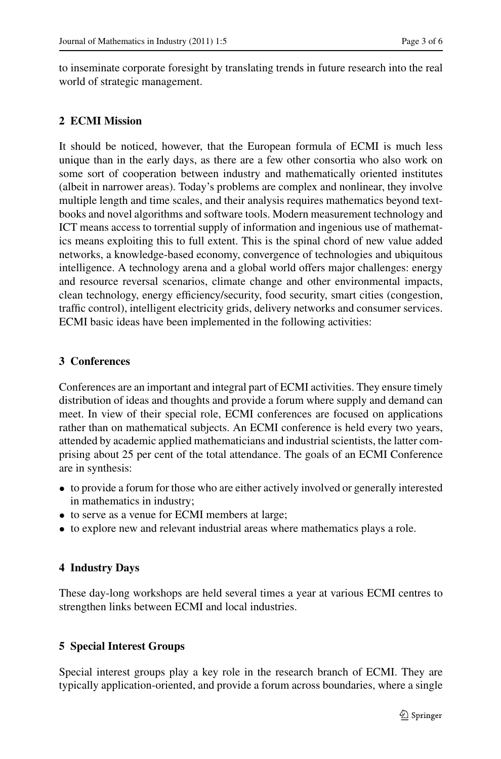to inseminate corporate foresight by translating trends in future research into the real world of strategic management.

## 2 ECMI Mission

It should be noticed, however, that the European formula of ECMI is much less unique than in the early days, as there are a few other consortia who also work on some sort of cooperation between industry and mathematically oriented institutes (albeit in narrower areas). Today's problems are complex and nonlinear, they involve multiple length and time scales, and their analysis requires mathematics beyond textbooks and novel algorithms and software tools. Modern measurement technology and ICT means access to torrential supply of information and ingenious use of mathematics means exploiting this to full extent. This is the spinal chord of new value added networks, a knowledge-based economy, convergence of technologies and ubiquitous intelligence. A technology arena and a global world offers major challenges: energy and resource reversal scenarios, climate change and other environmental impacts, clean technology, energy efficiency/security, food security, smart cities (congestion, traffic control), intelligent electricity grids, delivery networks and consumer services. ECMI basic ideas have been implemented in the following activities:

## 3 Conferences

Conferences are an important and integral part of ECMI activities. They ensure timely distribution of ideas and thoughts and provide a forum where supply and demand can meet. In view of their special role, ECMI conferences are focused on applications rather than on mathematical subjects. An ECMI conference is held every two years, attended by academic applied mathematicians and industrial scientists, the latter comprising about 25 per cent of the total attendance. The goals of an ECMI Conference are in synthesis:

- to provide a forum for those who are either actively involved or generally interested in mathematics in industry;
- to serve as a venue for ECMI members at large;
- to explore new and relevant industrial areas where mathematics plays a role.

## 4 Industry Days

These day-long workshops are held several times a year at various ECMI centres to strengthen links between ECMI and local industries.

## 5 Special Interest Groups

Special interest groups play a key role in the research branch of ECMI. They are typically application-oriented, and provide a forum across boundaries, where a single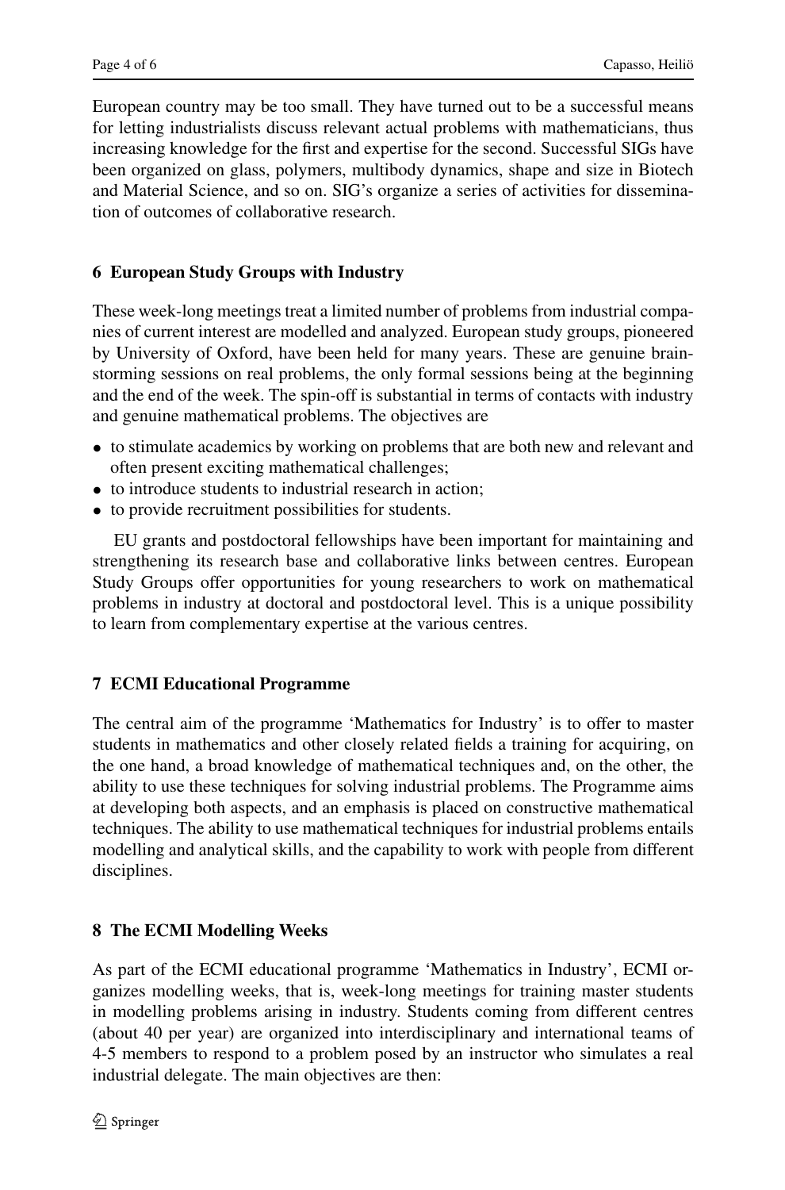European country may be too small. They have turned out to be a successful means for letting industrialists discuss relevant actual problems with mathematicians, thus increasing knowledge for the first and expertise for the second. Successful SIGs have been organized on glass, polymers, multibody dynamics, shape and size in Biotech and Material Science, and so on. SIG's organize a series of activities for dissemination of outcomes of collaborative research.

## 6 European Study Groups with Industry

These week-long meetings treat a limited number of problems from industrial companies of current interest are modelled and analyzed. European study groups, pioneered by University of Oxford, have been held for many years. These are genuine brainstorming sessions on real problems, the only formal sessions being at the beginning and the end of the week. The spin-off is substantial in terms of contacts with industry and genuine mathematical problems. The objectives are

- to stimulate academics by working on problems that are both new and relevant and often present exciting mathematical challenges;
- to introduce students to industrial research in action;
- to provide recruitment possibilities for students.

EU grants and postdoctoral fellowships have been important for maintaining and strengthening its research base and collaborative links between centres. European Study Groups offer opportunities for young researchers to work on mathematical problems in industry at doctoral and postdoctoral level. This is a unique possibility to learn from complementary expertise at the various centres.

## 7 ECMI Educational Programme

The central aim of the programme 'Mathematics for Industry' is to offer to master students in mathematics and other closely related fields a training for acquiring, on the one hand, a broad knowledge of mathematical techniques and, on the other, the ability to use these techniques for solving industrial problems. The Programme aims at developing both aspects, and an emphasis is placed on constructive mathematical techniques. The ability to use mathematical techniques for industrial problems entails modelling and analytical skills, and the capability to work with people from different disciplines.

## 8 The ECMI Modelling Weeks

As part of the ECMI educational programme 'Mathematics in Industry', ECMI organizes modelling weeks, that is, week-long meetings for training master students in modelling problems arising in industry. Students coming from different centres (about 40 per year) are organized into interdisciplinary and international teams of 4-5 members to respond to a problem posed by an instructor who simulates a real industrial delegate. The main objectives are then: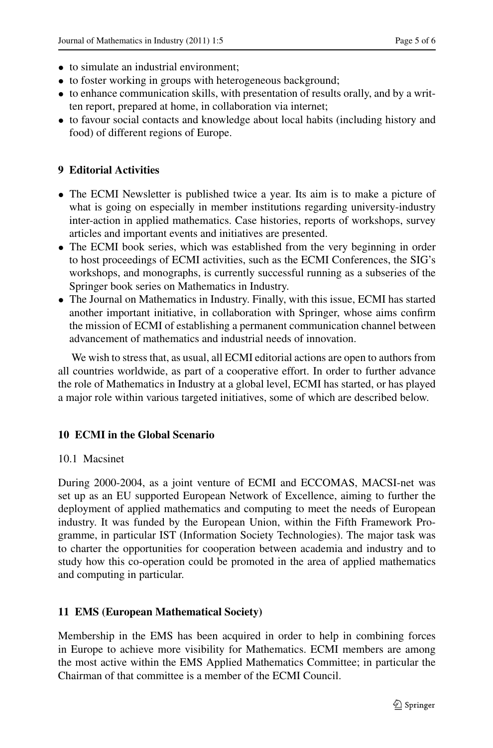- to simulate an industrial environment;
- to foster working in groups with heterogeneous background;
- to enhance communication skills, with presentation of results orally, and by a written report, prepared at home, in collaboration via internet;
- to favour social contacts and knowledge about local habits (including history and food) of different regions of Europe.

## 9 Editorial Activities

- The ECMI Newsletter is published twice a year. Its aim is to make a picture of what is going on especially in member institutions regarding university-industry inter-action in applied mathematics. Case histories, reports of workshops, survey articles and important events and initiatives are presented.
- The ECMI book series, which was established from the very beginning in order to host proceedings of ECMI activities, such as the ECMI Conferences, the SIG's workshops, and monographs, is currently successful running as a subseries of the Springer book series on Mathematics in Industry.
- The Journal on Mathematics in Industry. Finally, with this issue, ECMI has started another important initiative, in collaboration with Springer, whose aims confirm the mission of ECMI of establishing a permanent communication channel between advancement of mathematics and industrial needs of innovation.

We wish to stress that, as usual, all ECMI editorial actions are open to authors from all countries worldwide, as part of a cooperative effort. In order to further advance the role of Mathematics in Industry at a global level, ECMI has started, or has played a major role within various targeted initiatives, some of which are described below.

## 10 ECMI in the Global Scenario

### 10.1 Macsinet

During 2000-2004, as a joint venture of ECMI and ECCOMAS, MACSI-net was set up as an EU supported European Network of Excellence, aiming to further the deployment of applied mathematics and computing to meet the needs of European industry. It was funded by the European Union, within the Fifth Framework Programme, in particular IST (Information Society Technologies). The major task was to charter the opportunities for cooperation between academia and industry and to study how this co-operation could be promoted in the area of applied mathematics and computing in particular.

## 11 EMS (European Mathematical Society)

Membership in the EMS has been acquired in order to help in combining forces in Europe to achieve more visibility for Mathematics. ECMI members are among the most active within the EMS Applied Mathematics Committee; in particular the Chairman of that committee is a member of the ECMI Council.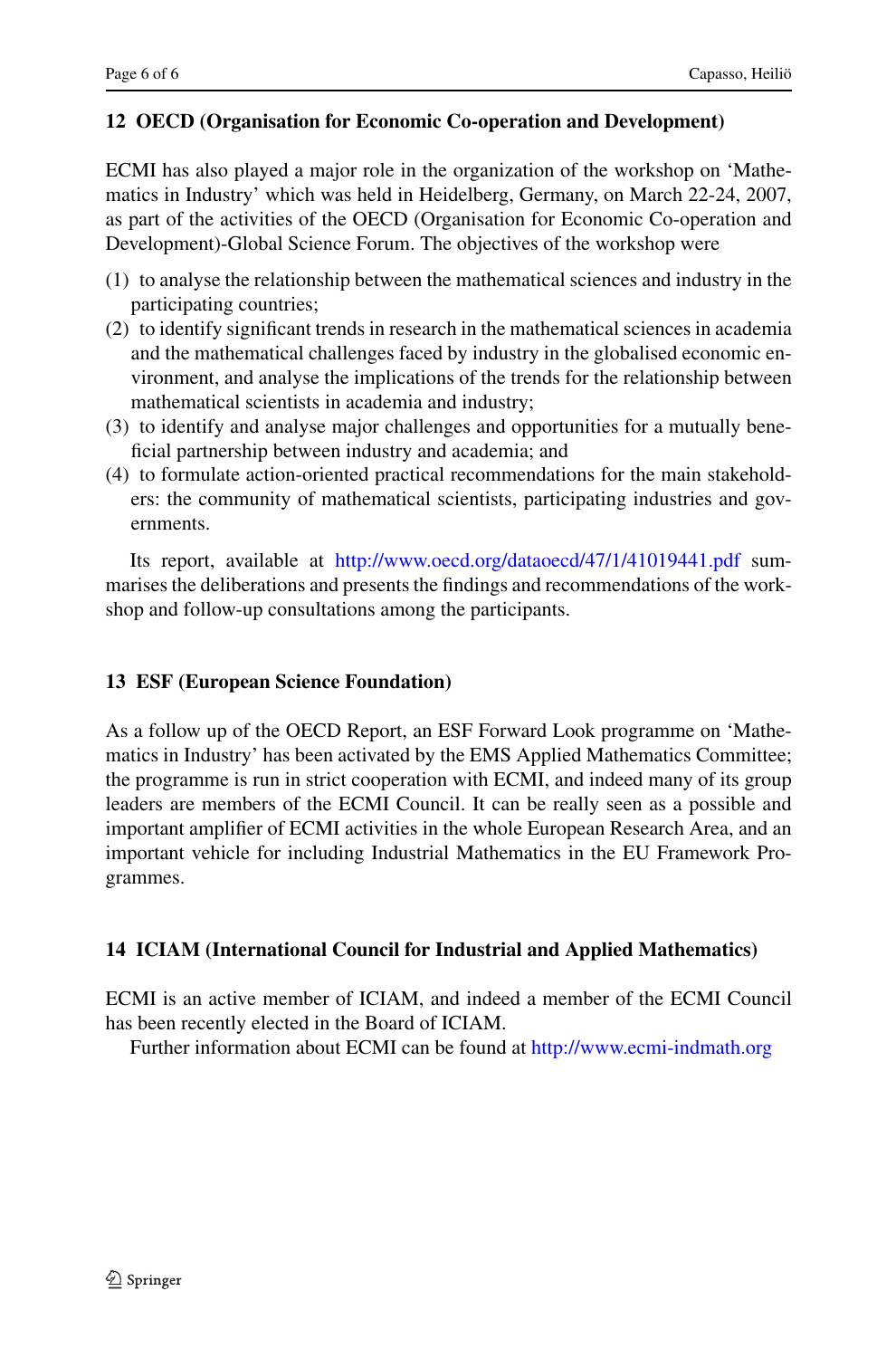## 12 OECD (Organisation for Economic Co-operation and Development)

ECMI has also played a major role in the organization of the workshop on 'Mathematics in Industry' which was held in Heidelberg, Germany, on March 22-24, 2007, as part of the activities of the OECD (Organisation for Economic Co-operation and Development)-Global Science Forum. The objectives of the workshop were

(1) to analyse the relationship between the mathematical sciences and industry in the participating countries;
(2) to identify significant trends in research in the mathematical sciences in academia and the mathematical challenges faced by industry in the globalised economic environment, and analyse the implications of the trends for the relationship between mathematical scientists in academia and industry;
(3) to identify and analyse major challenges and opportunities for a mutually beneficial partnership between industry and academia; and
(4) to formulate action-oriented practical recommendations for the main stakeholders: the community of mathematical scientists, participating industries and governments.

Its report, available at http://www.oecd.org/dataoecd/47/1/41019441.pdf summarises the deliberations and presents the findings and recommendations of the workshop and follow-up consultations among the participants.

## 13 ESF (European Science Foundation)

As a follow up of the OECD Report, an ESF Forward Look programme on 'Mathematics in Industry' has been activated by the EMS Applied Mathematics Committee; the programme is run in strict cooperation with ECMI, and indeed many of its group leaders are members of the ECMI Council. It can be really seen as a possible and important amplifier of ECMI activities in the whole European Research Area, and an important vehicle for including Industrial Mathematics in the EU Framework Programmes.

## 14 ICIAM (International Council for Industrial and Applied Mathematics)

ECMI is an active member of ICIAM, and indeed a member of the ECMI Council has been recently elected in the Board of ICIAM.

Further information about ECMI can be found at http://www.ecmi-indmath.org